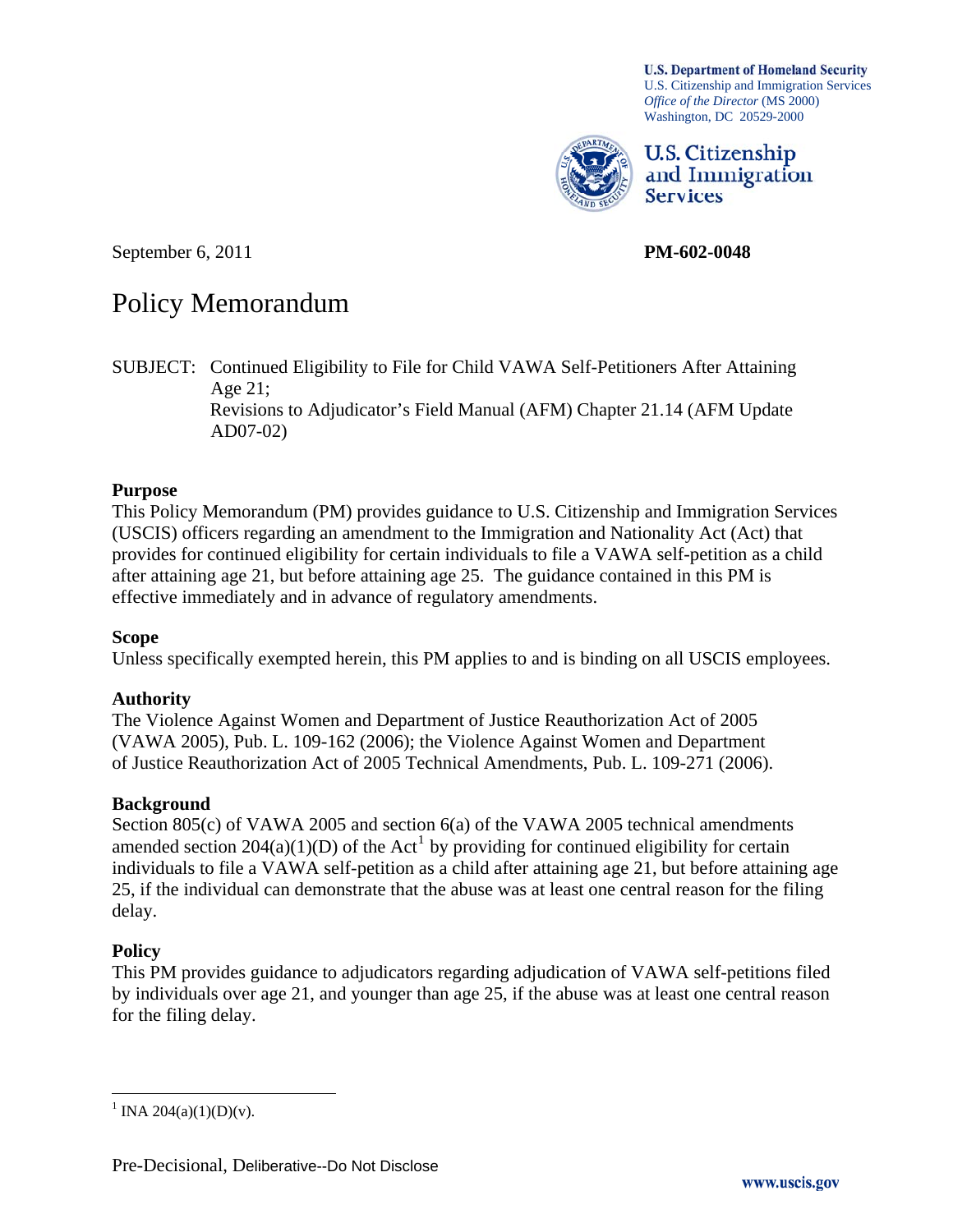**U.S. Department of Homeland Security**
U.S. Citizenship and Immigration Services
*Office of the Director* (MS 2000)
Washington, DC 20529-2000

**U.S. Citizenship and Immigration Services**

September 6, 2011 **PM-602-0048**

# Policy Memorandum

SUBJECT: Continued Eligibility to File for Child VAWA Self-Petitioners After Attaining Age 21;
Revisions to Adjudicator's Field Manual (AFM) Chapter 21.14 (AFM Update AD07-02)

## Purpose

This Policy Memorandum (PM) provides guidance to U.S. Citizenship and Immigration Services (USCIS) officers regarding an amendment to the Immigration and Nationality Act (Act) that provides for continued eligibility for certain individuals to file a VAWA self-petition as a child after attaining age 21, but before attaining age 25. The guidance contained in this PM is effective immediately and in advance of regulatory amendments.

## Scope

Unless specifically exempted herein, this PM applies to and is binding on all USCIS employees.

## Authority

The Violence Against Women and Department of Justice Reauthorization Act of 2005 (VAWA 2005), Pub. L. 109-162 (2006); the Violence Against Women and Department of Justice Reauthorization Act of 2005 Technical Amendments, Pub. L. 109-271 (2006).

## Background

Section 805(c) of VAWA 2005 and section 6(a) of the VAWA 2005 technical amendments amended section 204(a)(1)(D) of the Act[1] by providing for continued eligibility for certain individuals to file a VAWA self-petition as a child after attaining age 21, but before attaining age 25, if the individual can demonstrate that the abuse was at least one central reason for the filing delay.

## Policy

This PM provides guidance to adjudicators regarding adjudication of VAWA self-petitions filed by individuals over age 21, and younger than age 25, if the abuse was at least one central reason for the filing delay.

[1] INA 204(a)(1)(D)(v).

Pre-Decisional, Deliberative--Do Not Disclose

www.uscis.gov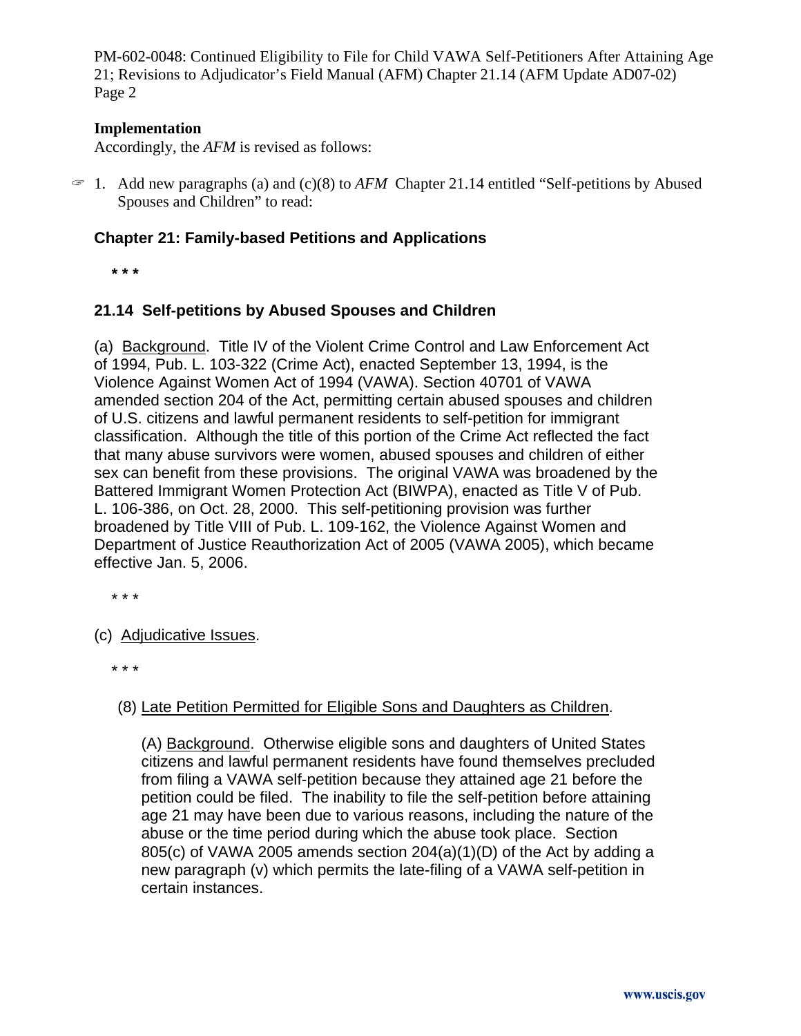**Implementation**

Accordingly, the *AFM* is revised as follows:

☞ 1. Add new paragraphs (a) and (c)(8) to *AFM* Chapter 21.14 entitled "Self-petitions by Abused Spouses and Children" to read:

## Chapter 21: Family-based Petitions and Applications

\* \* \*

### 21.14 Self-petitions by Abused Spouses and Children

(a) Background. Title IV of the Violent Crime Control and Law Enforcement Act of 1994, Pub. L. 103-322 (Crime Act), enacted September 13, 1994, is the Violence Against Women Act of 1994 (VAWA). Section 40701 of VAWA amended section 204 of the Act, permitting certain abused spouses and children of U.S. citizens and lawful permanent residents to self-petition for immigrant classification. Although the title of this portion of the Crime Act reflected the fact that many abuse survivors were women, abused spouses and children of either sex can benefit from these provisions. The original VAWA was broadened by the Battered Immigrant Women Protection Act (BIWPA), enacted as Title V of Pub. L. 106-386, on Oct. 28, 2000. This self-petitioning provision was further broadened by Title VIII of Pub. L. 109-162, the Violence Against Women and Department of Justice Reauthorization Act of 2005 (VAWA 2005), which became effective Jan. 5, 2006.

\* \* \*

(c) Adjudicative Issues.

\* \* \*

(8) Late Petition Permitted for Eligible Sons and Daughters as Children.

(A) Background. Otherwise eligible sons and daughters of United States citizens and lawful permanent residents have found themselves precluded from filing a VAWA self-petition because they attained age 21 before the petition could be filed. The inability to file the self-petition before attaining age 21 may have been due to various reasons, including the nature of the abuse or the time period during which the abuse took place. Section 805(c) of VAWA 2005 amends section 204(a)(1)(D) of the Act by adding a new paragraph (v) which permits the late-filing of a VAWA self-petition in certain instances.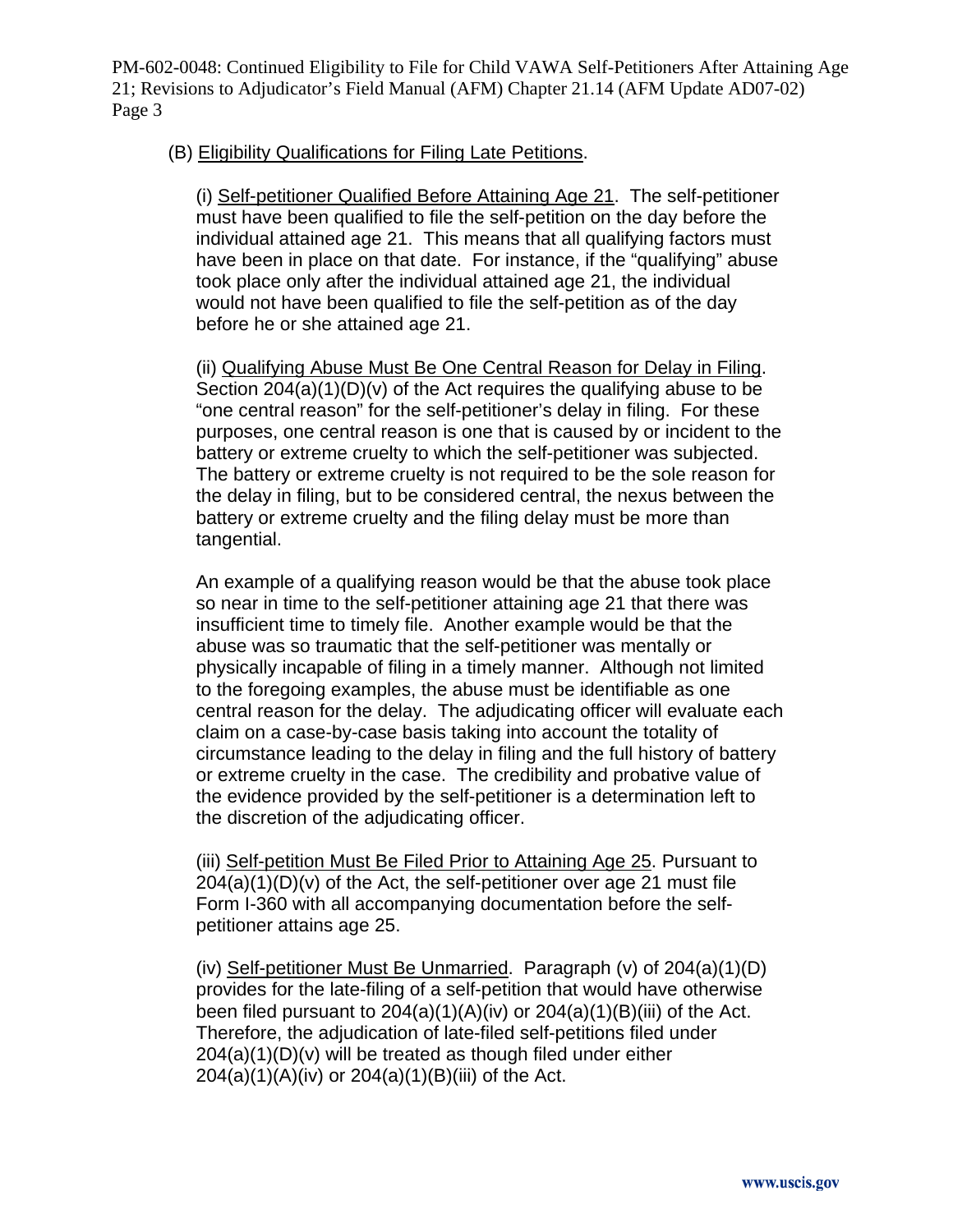(B) Eligibility Qualifications for Filing Late Petitions.

(i) Self-petitioner Qualified Before Attaining Age 21. The self-petitioner must have been qualified to file the self-petition on the day before the individual attained age 21. This means that all qualifying factors must have been in place on that date. For instance, if the "qualifying" abuse took place only after the individual attained age 21, the individual would not have been qualified to file the self-petition as of the day before he or she attained age 21.

(ii) Qualifying Abuse Must Be One Central Reason for Delay in Filing. Section 204(a)(1)(D)(v) of the Act requires the qualifying abuse to be "one central reason" for the self-petitioner's delay in filing. For these purposes, one central reason is one that is caused by or incident to the battery or extreme cruelty to which the self-petitioner was subjected. The battery or extreme cruelty is not required to be the sole reason for the delay in filing, but to be considered central, the nexus between the battery or extreme cruelty and the filing delay must be more than tangential.

An example of a qualifying reason would be that the abuse took place so near in time to the self-petitioner attaining age 21 that there was insufficient time to timely file. Another example would be that the abuse was so traumatic that the self-petitioner was mentally or physically incapable of filing in a timely manner. Although not limited to the foregoing examples, the abuse must be identifiable as one central reason for the delay. The adjudicating officer will evaluate each claim on a case-by-case basis taking into account the totality of circumstance leading to the delay in filing and the full history of battery or extreme cruelty in the case. The credibility and probative value of the evidence provided by the self-petitioner is a determination left to the discretion of the adjudicating officer.

(iii) Self-petition Must Be Filed Prior to Attaining Age 25. Pursuant to 204(a)(1)(D)(v) of the Act, the self-petitioner over age 21 must file Form I-360 with all accompanying documentation before the self-petitioner attains age 25.

(iv) Self-petitioner Must Be Unmarried. Paragraph (v) of 204(a)(1)(D) provides for the late-filing of a self-petition that would have otherwise been filed pursuant to 204(a)(1)(A)(iv) or 204(a)(1)(B)(iii) of the Act. Therefore, the adjudication of late-filed self-petitions filed under 204(a)(1)(D)(v) will be treated as though filed under either 204(a)(1)(A)(iv) or 204(a)(1)(B)(iii) of the Act.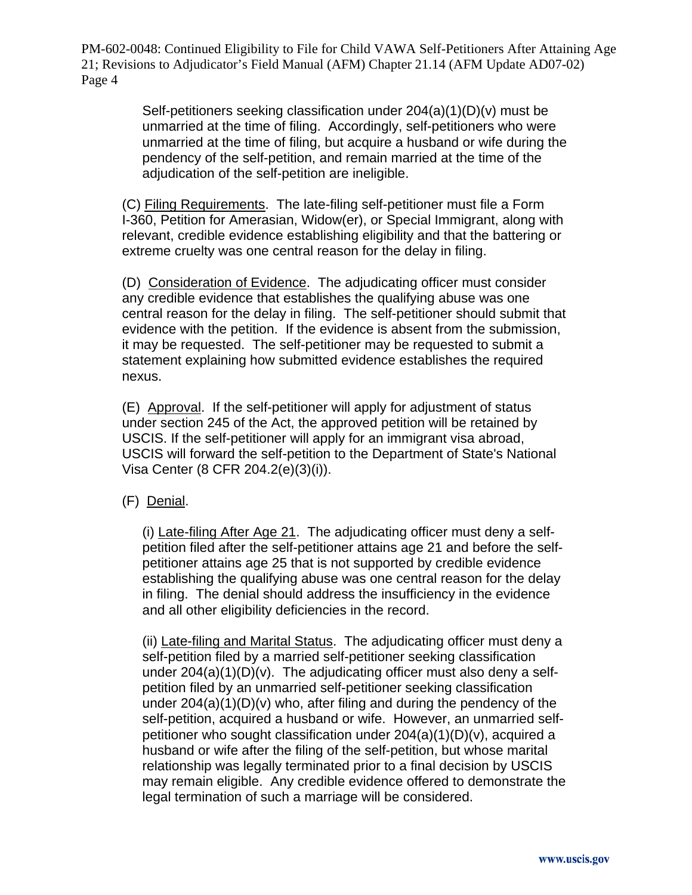Self-petitioners seeking classification under 204(a)(1)(D)(v) must be unmarried at the time of filing. Accordingly, self-petitioners who were unmarried at the time of filing, but acquire a husband or wife during the pendency of the self-petition, and remain married at the time of the adjudication of the self-petition are ineligible.

(C) Filing Requirements. The late-filing self-petitioner must file a Form I-360, Petition for Amerasian, Widow(er), or Special Immigrant, along with relevant, credible evidence establishing eligibility and that the battering or extreme cruelty was one central reason for the delay in filing.

(D) Consideration of Evidence. The adjudicating officer must consider any credible evidence that establishes the qualifying abuse was one central reason for the delay in filing. The self-petitioner should submit that evidence with the petition. If the evidence is absent from the submission, it may be requested. The self-petitioner may be requested to submit a statement explaining how submitted evidence establishes the required nexus.

(E) Approval. If the self-petitioner will apply for adjustment of status under section 245 of the Act, the approved petition will be retained by USCIS. If the self-petitioner will apply for an immigrant visa abroad, USCIS will forward the self-petition to the Department of State's National Visa Center (8 CFR 204.2(e)(3)(i)).

(F) Denial.

(i) Late-filing After Age 21. The adjudicating officer must deny a self-petition filed after the self-petitioner attains age 21 and before the self-petitioner attains age 25 that is not supported by credible evidence establishing the qualifying abuse was one central reason for the delay in filing. The denial should address the insufficiency in the evidence and all other eligibility deficiencies in the record.

(ii) Late-filing and Marital Status. The adjudicating officer must deny a self-petition filed by a married self-petitioner seeking classification under 204(a)(1)(D)(v). The adjudicating officer must also deny a self-petition filed by an unmarried self-petitioner seeking classification under 204(a)(1)(D)(v) who, after filing and during the pendency of the self-petition, acquired a husband or wife. However, an unmarried self-petitioner who sought classification under 204(a)(1)(D)(v), acquired a husband or wife after the filing of the self-petition, but whose marital relationship was legally terminated prior to a final decision by USCIS may remain eligible. Any credible evidence offered to demonstrate the legal termination of such a marriage will be considered.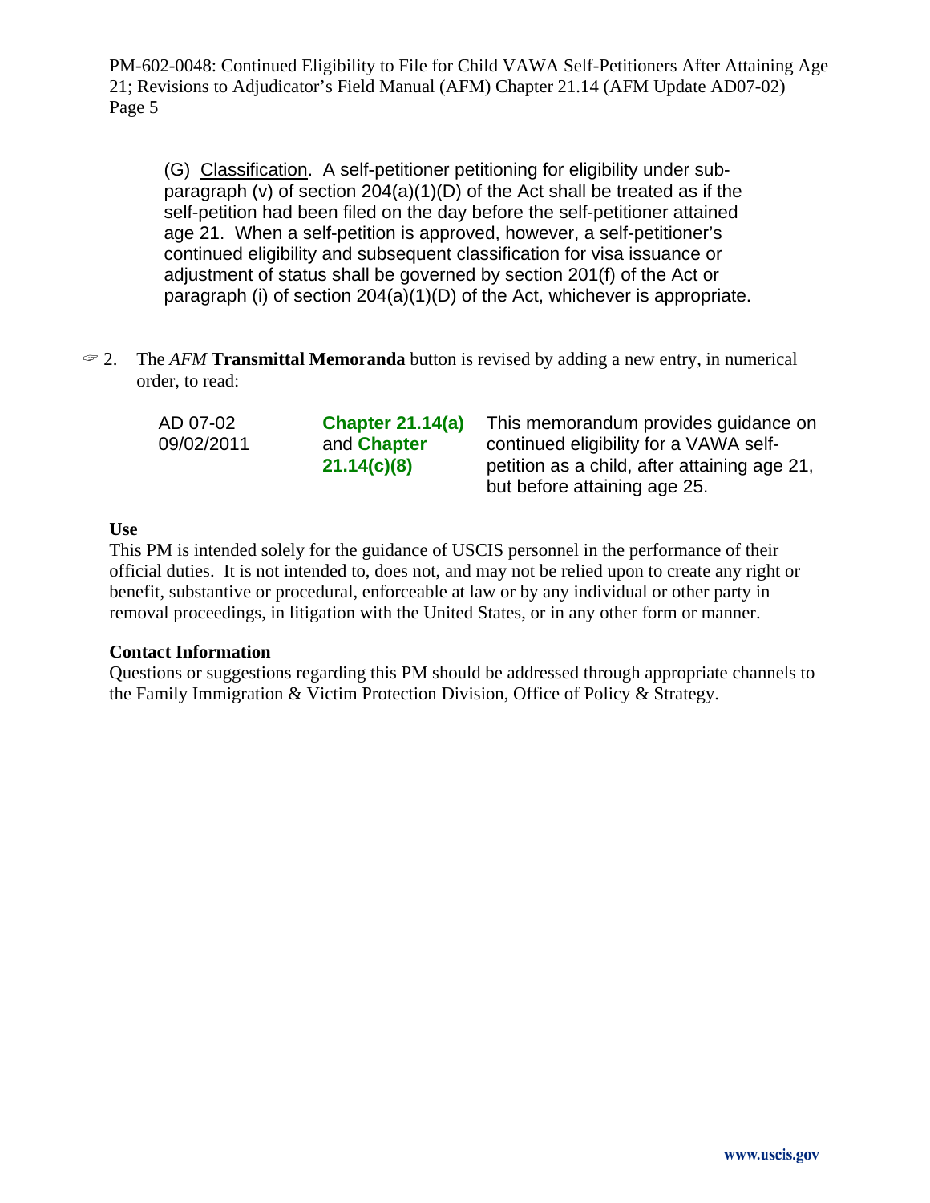(G) Classification. A self-petitioner petitioning for eligibility under sub-paragraph (v) of section 204(a)(1)(D) of the Act shall be treated as if the self-petition had been filed on the day before the self-petitioner attained age 21. When a self-petition is approved, however, a self-petitioner's continued eligibility and subsequent classification for visa issuance or adjustment of status shall be governed by section 201(f) of the Act or paragraph (i) of section 204(a)(1)(D) of the Act, whichever is appropriate.

☞ 2. The *AFM* **Transmittal Memoranda** button is revised by adding a new entry, in numerical order, to read:

| | | |
|---|---|---|
| AD 07-02 09/02/2011 | **Chapter 21.14(a)** and **Chapter 21.14(c)(8)** | This memorandum provides guidance on continued eligibility for a VAWA self-petition as a child, after attaining age 21, but before attaining age 25. |

**Use**

This PM is intended solely for the guidance of USCIS personnel in the performance of their official duties. It is not intended to, does not, and may not be relied upon to create any right or benefit, substantive or procedural, enforceable at law or by any individual or other party in removal proceedings, in litigation with the United States, or in any other form or manner.

**Contact Information**

Questions or suggestions regarding this PM should be addressed through appropriate channels to the Family Immigration & Victim Protection Division, Office of Policy & Strategy.